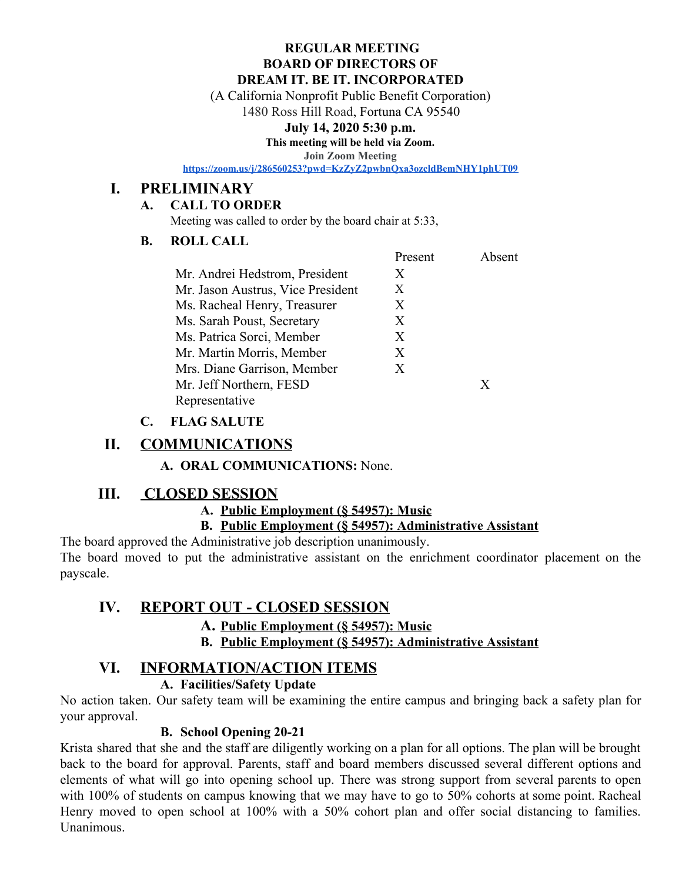**REGULAR MEETING**
**BOARD OF DIRECTORS OF**
**DREAM IT. BE IT. INCORPORATED**

(A California Nonprofit Public Benefit Corporation)
1480 Ross Hill Road, Fortuna CA 95540

**July 14, 2020 5:30 p.m.**

**This meeting will be held via Zoom.**

**Join Zoom Meeting**

**https://zoom.us/j/286560253?pwd=KzZyZ2pwbnQxa3ozcldBemNHY1phUT09**

# I. PRELIMINARY

## A. CALL TO ORDER

Meeting was called to order by the board chair at 5:33,

## B. ROLL CALL

| | Present | Absent |
|---|---|---|
| Mr. Andrei Hedstrom, President | X | |
| Mr. Jason Austrus, Vice President | X | |
| Ms. Racheal Henry, Treasurer | X | |
| Ms. Sarah Poust, Secretary | X | |
| Ms. Patrica Sorci, Member | X | |
| Mr. Martin Morris, Member | X | |
| Mrs. Diane Garrison, Member | X | |
| Mr. Jeff Northern, FESD Representative | | X |

## C. FLAG SALUTE

# II. COMMUNICATIONS

**A. ORAL COMMUNICATIONS:** None.

# III. CLOSED SESSION

**A. Public Employment (§ 54957): Music**

**B. Public Employment (§ 54957): Administrative Assistant**

The board approved the Administrative job description unanimously.

The board moved to put the administrative assistant on the enrichment coordinator placement on the payscale.

# IV. REPORT OUT - CLOSED SESSION

**A. Public Employment (§ 54957): Music**

**B. Public Employment (§ 54957): Administrative Assistant**

# VI. INFORMATION/ACTION ITEMS

**A. Facilities/Safety Update**

No action taken. Our safety team will be examining the entire campus and bringing back a safety plan for your approval.

**B. School Opening 20-21**

Krista shared that she and the staff are diligently working on a plan for all options. The plan will be brought back to the board for approval. Parents, staff and board members discussed several different options and elements of what will go into opening school up. There was strong support from several parents to open with 100% of students on campus knowing that we may have to go to 50% cohorts at some point. Racheal Henry moved to open school at 100% with a 50% cohort plan and offer social distancing to families. Unanimous.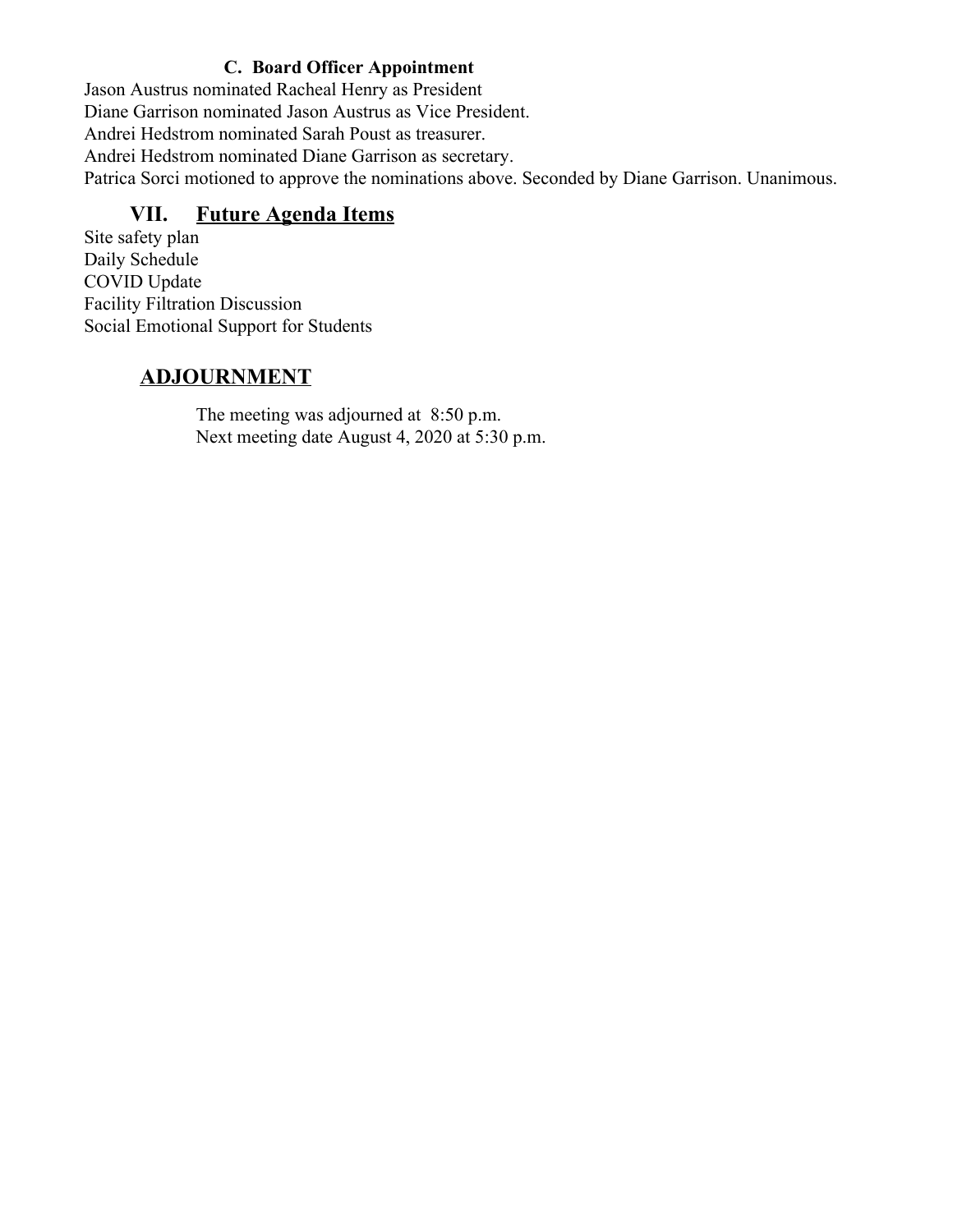### C. Board Officer Appointment

Jason Austrus nominated Racheal Henry as President
Diane Garrison nominated Jason Austrus as Vice President.
Andrei Hedstrom nominated Sarah Poust as treasurer.
Andrei Hedstrom nominated Diane Garrison as secretary.
Patrica Sorci motioned to approve the nominations above. Seconded by Diane Garrison. Unanimous.

## VII. Future Agenda Items

Site safety plan
Daily Schedule
COVID Update
Facility Filtration Discussion
Social Emotional Support for Students

## ADJOURNMENT

The meeting was adjourned at 8:50 p.m.
Next meeting date August 4, 2020 at 5:30 p.m.